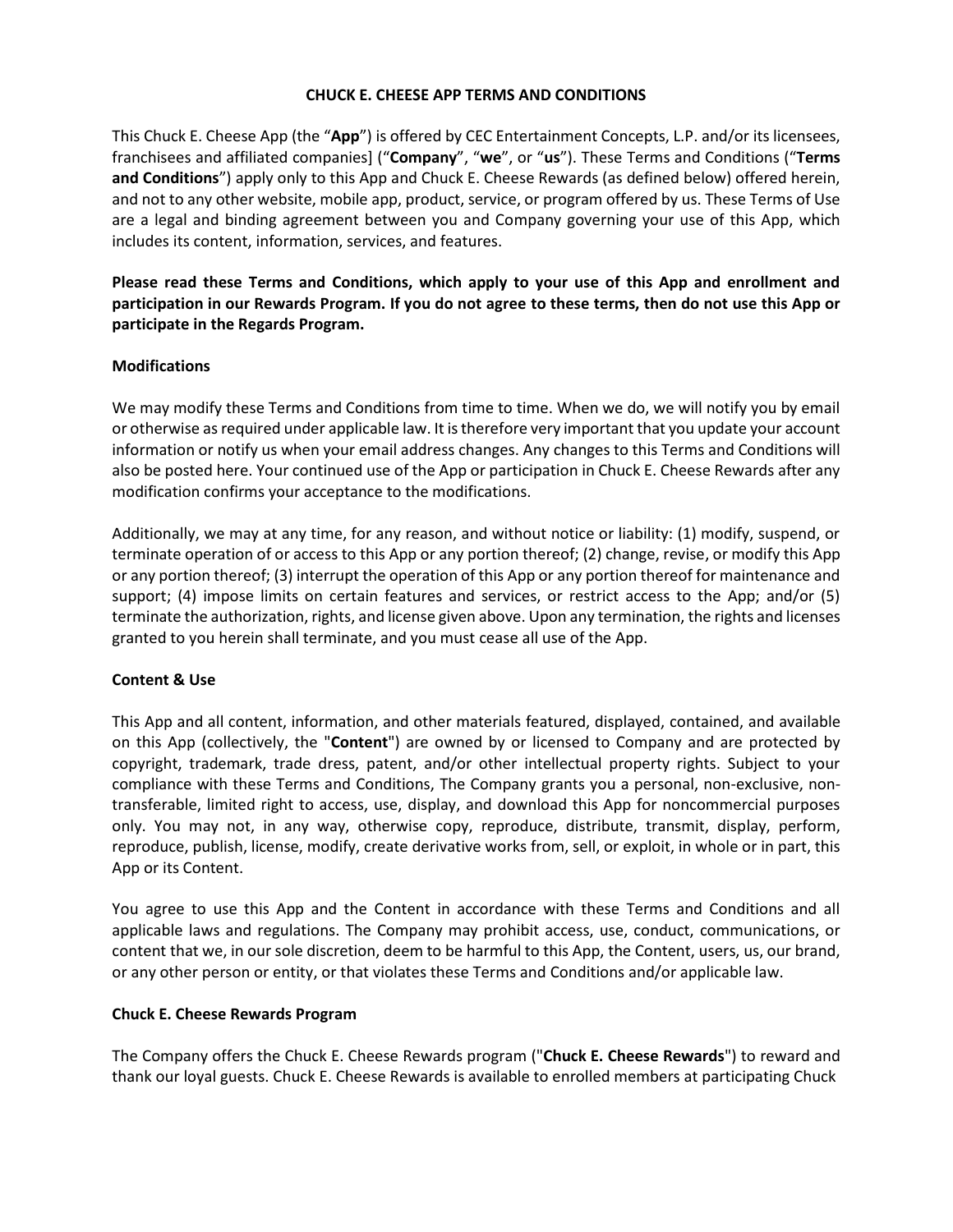# CHUCK E. CHEESE APP TERMS AND CONDITIONS

This Chuck E. Cheese App (the "**App**") is offered by CEC Entertainment Concepts, L.P. and/or its licensees, franchisees and affiliated companies] ("**Company**", "**we**", or "**us**"). These Terms and Conditions ("**Terms and Conditions**") apply only to this App and Chuck E. Cheese Rewards (as defined below) offered herein, and not to any other website, mobile app, product, service, or program offered by us. These Terms of Use are a legal and binding agreement between you and Company governing your use of this App, which includes its content, information, services, and features.

**Please read these Terms and Conditions, which apply to your use of this App and enrollment and participation in our Rewards Program. If you do not agree to these terms, then do not use this App or participate in the Regards Program.**

## Modifications

We may modify these Terms and Conditions from time to time. When we do, we will notify you by email or otherwise as required under applicable law. It is therefore very important that you update your account information or notify us when your email address changes. Any changes to this Terms and Conditions will also be posted here. Your continued use of the App or participation in Chuck E. Cheese Rewards after any modification confirms your acceptance to the modifications.

Additionally, we may at any time, for any reason, and without notice or liability: (1) modify, suspend, or terminate operation of or access to this App or any portion thereof; (2) change, revise, or modify this App or any portion thereof; (3) interrupt the operation of this App or any portion thereof for maintenance and support; (4) impose limits on certain features and services, or restrict access to the App; and/or (5) terminate the authorization, rights, and license given above. Upon any termination, the rights and licenses granted to you herein shall terminate, and you must cease all use of the App.

## Content & Use

This App and all content, information, and other materials featured, displayed, contained, and available on this App (collectively, the "**Content**") are owned by or licensed to Company and are protected by copyright, trademark, trade dress, patent, and/or other intellectual property rights. Subject to your compliance with these Terms and Conditions, The Company grants you a personal, non-exclusive, non-transferable, limited right to access, use, display, and download this App for noncommercial purposes only. You may not, in any way, otherwise copy, reproduce, distribute, transmit, display, perform, reproduce, publish, license, modify, create derivative works from, sell, or exploit, in whole or in part, this App or its Content.

You agree to use this App and the Content in accordance with these Terms and Conditions and all applicable laws and regulations. The Company may prohibit access, use, conduct, communications, or content that we, in our sole discretion, deem to be harmful to this App, the Content, users, us, our brand, or any other person or entity, or that violates these Terms and Conditions and/or applicable law.

## Chuck E. Cheese Rewards Program

The Company offers the Chuck E. Cheese Rewards program ("**Chuck E. Cheese Rewards**") to reward and thank our loyal guests. Chuck E. Cheese Rewards is available to enrolled members at participating Chuck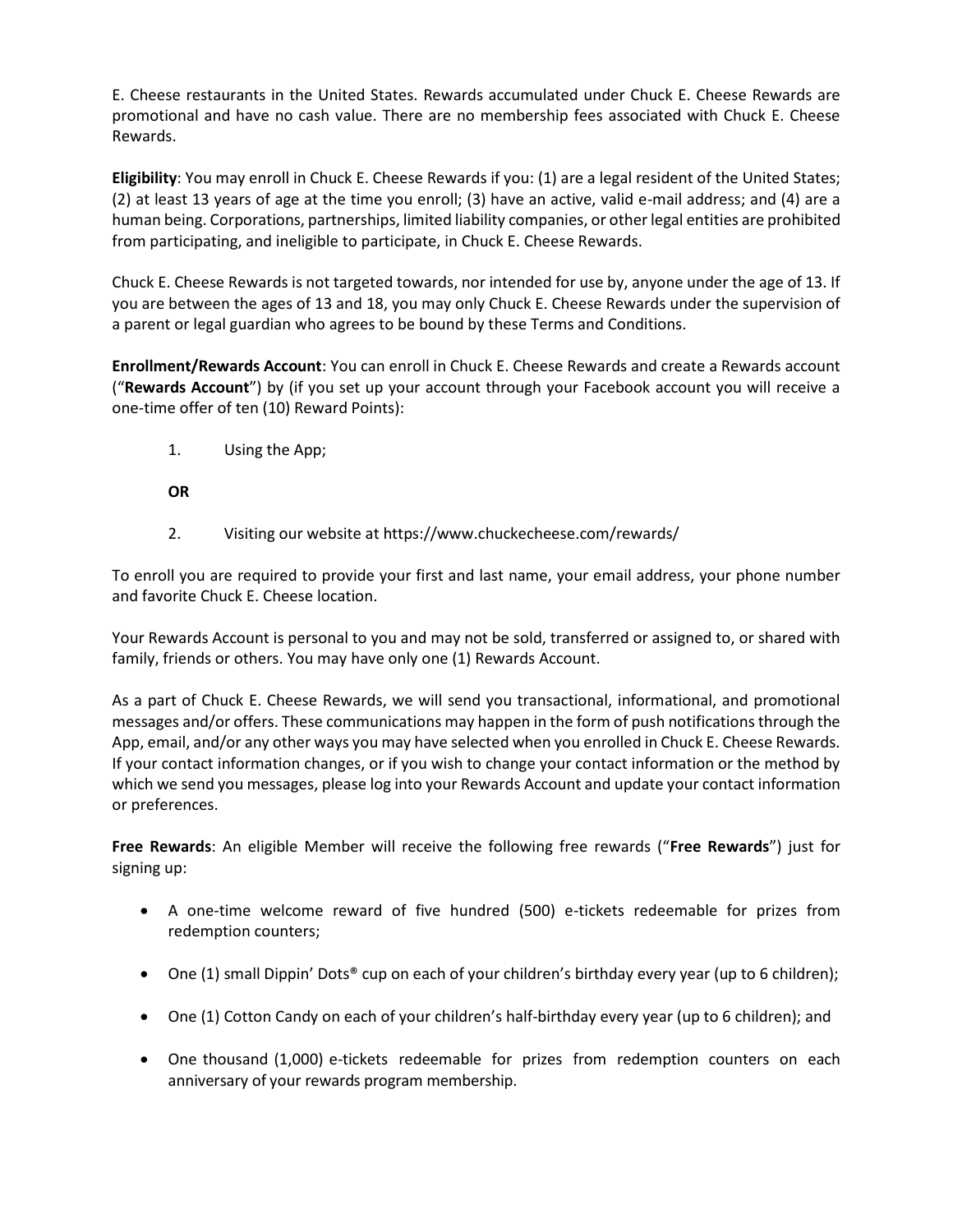E. Cheese restaurants in the United States. Rewards accumulated under Chuck E. Cheese Rewards are promotional and have no cash value. There are no membership fees associated with Chuck E. Cheese Rewards.

**Eligibility**: You may enroll in Chuck E. Cheese Rewards if you: (1) are a legal resident of the United States; (2) at least 13 years of age at the time you enroll; (3) have an active, valid e-mail address; and (4) are a human being. Corporations, partnerships, limited liability companies, or other legal entities are prohibited from participating, and ineligible to participate, in Chuck E. Cheese Rewards.

Chuck E. Cheese Rewards is not targeted towards, nor intended for use by, anyone under the age of 13. If you are between the ages of 13 and 18, you may only Chuck E. Cheese Rewards under the supervision of a parent or legal guardian who agrees to be bound by these Terms and Conditions.

**Enrollment/Rewards Account**: You can enroll in Chuck E. Cheese Rewards and create a Rewards account ("**Rewards Account**") by (if you set up your account through your Facebook account you will receive a one-time offer of ten (10) Reward Points):

1. Using the App;

**OR**

2. Visiting our website at https://www.chuckecheese.com/rewards/

To enroll you are required to provide your first and last name, your email address, your phone number and favorite Chuck E. Cheese location.

Your Rewards Account is personal to you and may not be sold, transferred or assigned to, or shared with family, friends or others. You may have only one (1) Rewards Account.

As a part of Chuck E. Cheese Rewards, we will send you transactional, informational, and promotional messages and/or offers. These communications may happen in the form of push notifications through the App, email, and/or any other ways you may have selected when you enrolled in Chuck E. Cheese Rewards. If your contact information changes, or if you wish to change your contact information or the method by which we send you messages, please log into your Rewards Account and update your contact information or preferences.

**Free Rewards**: An eligible Member will receive the following free rewards ("**Free Rewards**") just for signing up:

- A one-time welcome reward of five hundred (500) e-tickets redeemable for prizes from redemption counters;
- One (1) small Dippin' Dots® cup on each of your children's birthday every year (up to 6 children);
- One (1) Cotton Candy on each of your children's half-birthday every year (up to 6 children); and
- One thousand (1,000) e-tickets redeemable for prizes from redemption counters on each anniversary of your rewards program membership.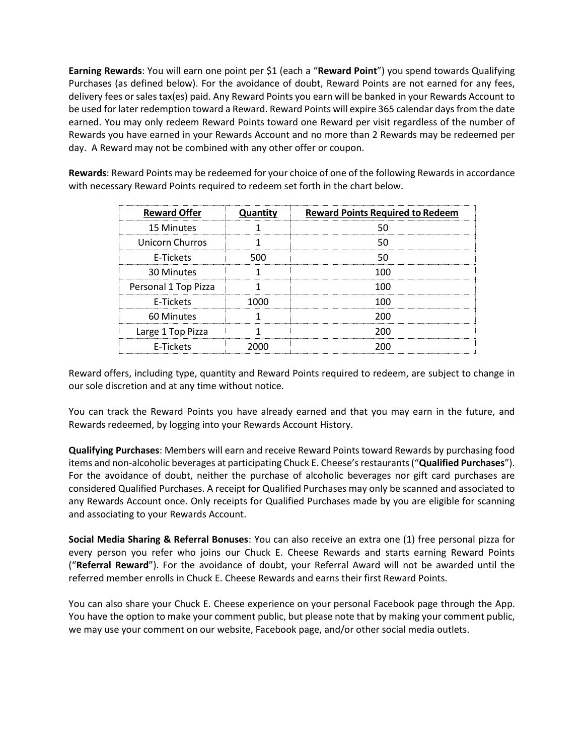**Earning Rewards**: You will earn one point per $1 (each a "**Reward Point**") you spend towards Qualifying Purchases (as defined below). For the avoidance of doubt, Reward Points are not earned for any fees, delivery fees or sales tax(es) paid. Any Reward Points you earn will be banked in your Rewards Account to be used for later redemption toward a Reward. Reward Points will expire 365 calendar days from the date earned. You may only redeem Reward Points toward one Reward per visit regardless of the number of Rewards you have earned in your Rewards Account and no more than 2 Rewards may be redeemed per day. A Reward may not be combined with any other offer or coupon.

**Rewards**: Reward Points may be redeemed for your choice of one of the following Rewards in accordance with necessary Reward Points required to redeem set forth in the chart below.

| Reward Offer | Quantity | Reward Points Required to Redeem |
|---|---|---|
| 15 Minutes | 1 | 50 |
| Unicorn Churros | 1 | 50 |
| E-Tickets | 500 | 50 |
| 30 Minutes | 1 | 100 |
| Personal 1 Top Pizza | 1 | 100 |
| E-Tickets | 1000 | 100 |
| 60 Minutes | 1 | 200 |
| Large 1 Top Pizza | 1 | 200 |
| E-Tickets | 2000 | 200 |

Reward offers, including type, quantity and Reward Points required to redeem, are subject to change in our sole discretion and at any time without notice.

You can track the Reward Points you have already earned and that you may earn in the future, and Rewards redeemed, by logging into your Rewards Account History.

**Qualifying Purchases**: Members will earn and receive Reward Points toward Rewards by purchasing food items and non-alcoholic beverages at participating Chuck E. Cheese's restaurants ("**Qualified Purchases**"). For the avoidance of doubt, neither the purchase of alcoholic beverages nor gift card purchases are considered Qualified Purchases. A receipt for Qualified Purchases may only be scanned and associated to any Rewards Account once. Only receipts for Qualified Purchases made by you are eligible for scanning and associating to your Rewards Account.

**Social Media Sharing & Referral Bonuses**: You can also receive an extra one (1) free personal pizza for every person you refer who joins our Chuck E. Cheese Rewards and starts earning Reward Points ("**Referral Reward**"). For the avoidance of doubt, your Referral Award will not be awarded until the referred member enrolls in Chuck E. Cheese Rewards and earns their first Reward Points.

You can also share your Chuck E. Cheese experience on your personal Facebook page through the App. You have the option to make your comment public, but please note that by making your comment public, we may use your comment on our website, Facebook page, and/or other social media outlets.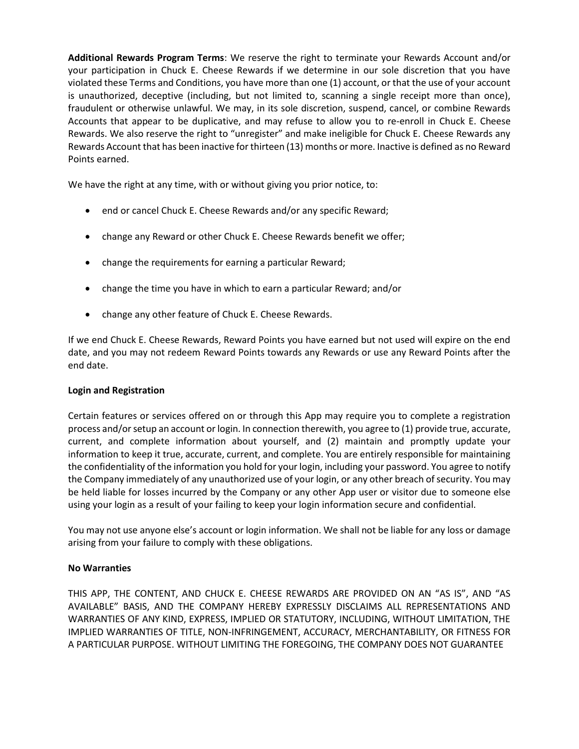**Additional Rewards Program Terms**: We reserve the right to terminate your Rewards Account and/or your participation in Chuck E. Cheese Rewards if we determine in our sole discretion that you have violated these Terms and Conditions, you have more than one (1) account, or that the use of your account is unauthorized, deceptive (including, but not limited to, scanning a single receipt more than once), fraudulent or otherwise unlawful. We may, in its sole discretion, suspend, cancel, or combine Rewards Accounts that appear to be duplicative, and may refuse to allow you to re-enroll in Chuck E. Cheese Rewards. We also reserve the right to "unregister" and make ineligible for Chuck E. Cheese Rewards any Rewards Account that has been inactive for thirteen (13) months or more. Inactive is defined as no Reward Points earned.

We have the right at any time, with or without giving you prior notice, to:

- end or cancel Chuck E. Cheese Rewards and/or any specific Reward;
- change any Reward or other Chuck E. Cheese Rewards benefit we offer;
- change the requirements for earning a particular Reward;
- change the time you have in which to earn a particular Reward; and/or
- change any other feature of Chuck E. Cheese Rewards.

If we end Chuck E. Cheese Rewards, Reward Points you have earned but not used will expire on the end date, and you may not redeem Reward Points towards any Rewards or use any Reward Points after the end date.

**Login and Registration**

Certain features or services offered on or through this App may require you to complete a registration process and/or setup an account or login. In connection therewith, you agree to (1) provide true, accurate, current, and complete information about yourself, and (2) maintain and promptly update your information to keep it true, accurate, current, and complete. You are entirely responsible for maintaining the confidentiality of the information you hold for your login, including your password. You agree to notify the Company immediately of any unauthorized use of your login, or any other breach of security. You may be held liable for losses incurred by the Company or any other App user or visitor due to someone else using your login as a result of your failing to keep your login information secure and confidential.

You may not use anyone else's account or login information. We shall not be liable for any loss or damage arising from your failure to comply with these obligations.

**No Warranties**

THIS APP, THE CONTENT, AND CHUCK E. CHEESE REWARDS ARE PROVIDED ON AN "AS IS", AND "AS AVAILABLE" BASIS, AND THE COMPANY HEREBY EXPRESSLY DISCLAIMS ALL REPRESENTATIONS AND WARRANTIES OF ANY KIND, EXPRESS, IMPLIED OR STATUTORY, INCLUDING, WITHOUT LIMITATION, THE IMPLIED WARRANTIES OF TITLE, NON-INFRINGEMENT, ACCURACY, MERCHANTABILITY, OR FITNESS FOR A PARTICULAR PURPOSE. WITHOUT LIMITING THE FOREGOING, THE COMPANY DOES NOT GUARANTEE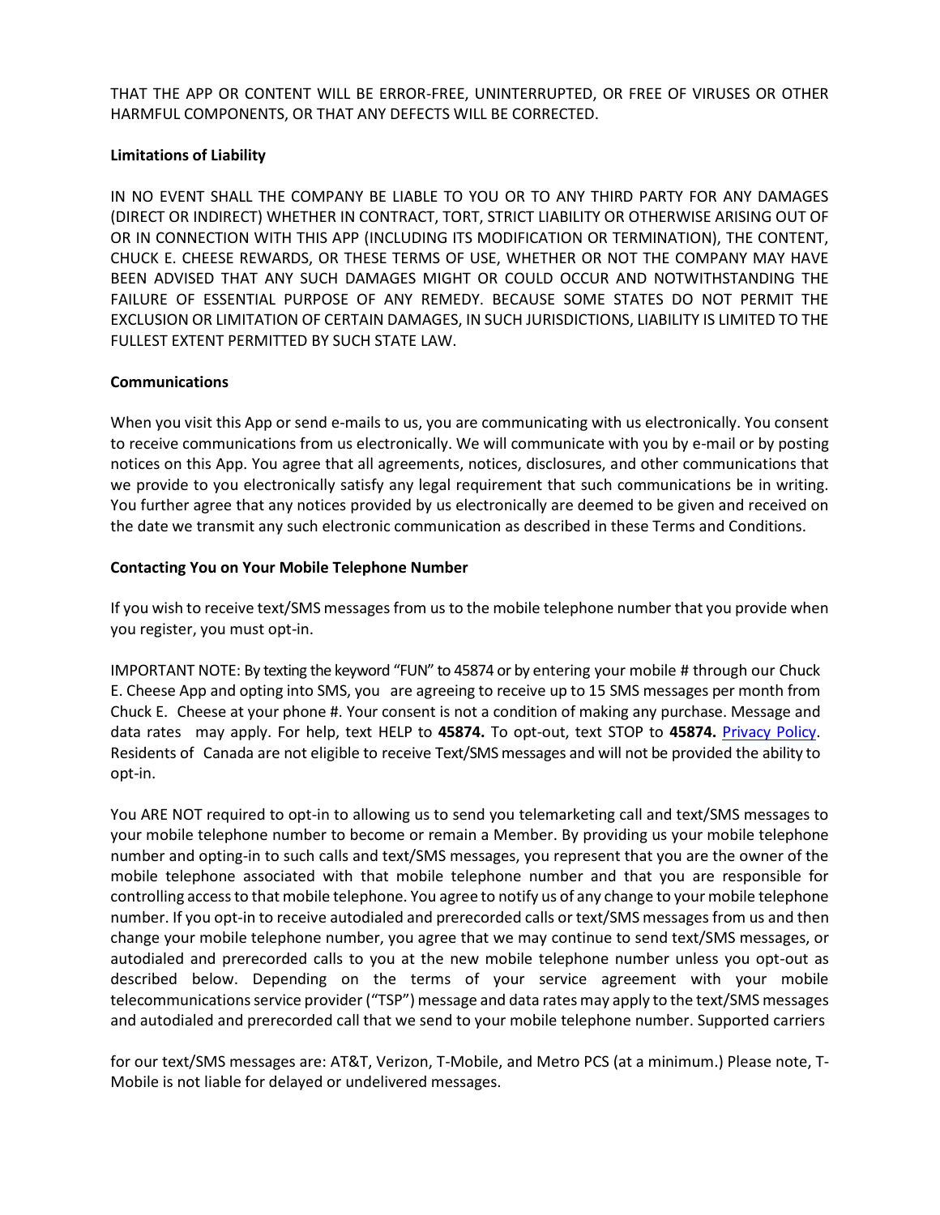THAT THE APP OR CONTENT WILL BE ERROR-FREE, UNINTERRUPTED, OR FREE OF VIRUSES OR OTHER HARMFUL COMPONENTS, OR THAT ANY DEFECTS WILL BE CORRECTED.

**Limitations of Liability**

IN NO EVENT SHALL THE COMPANY BE LIABLE TO YOU OR TO ANY THIRD PARTY FOR ANY DAMAGES (DIRECT OR INDIRECT) WHETHER IN CONTRACT, TORT, STRICT LIABILITY OR OTHERWISE ARISING OUT OF OR IN CONNECTION WITH THIS APP (INCLUDING ITS MODIFICATION OR TERMINATION), THE CONTENT, CHUCK E. CHEESE REWARDS, OR THESE TERMS OF USE, WHETHER OR NOT THE COMPANY MAY HAVE BEEN ADVISED THAT ANY SUCH DAMAGES MIGHT OR COULD OCCUR AND NOTWITHSTANDING THE FAILURE OF ESSENTIAL PURPOSE OF ANY REMEDY. BECAUSE SOME STATES DO NOT PERMIT THE EXCLUSION OR LIMITATION OF CERTAIN DAMAGES, IN SUCH JURISDICTIONS, LIABILITY IS LIMITED TO THE FULLEST EXTENT PERMITTED BY SUCH STATE LAW.

**Communications**

When you visit this App or send e-mails to us, you are communicating with us electronically. You consent to receive communications from us electronically. We will communicate with you by e-mail or by posting notices on this App. You agree that all agreements, notices, disclosures, and other communications that we provide to you electronically satisfy any legal requirement that such communications be in writing. You further agree that any notices provided by us electronically are deemed to be given and received on the date we transmit any such electronic communication as described in these Terms and Conditions.

**Contacting You on Your Mobile Telephone Number**

If you wish to receive text/SMS messages from us to the mobile telephone number that you provide when you register, you must opt-in.

IMPORTANT NOTE: By texting the keyword "FUN" to 45874 or by entering your mobile # through our Chuck E. Cheese App and opting into SMS, you are agreeing to receive up to 15 SMS messages per month from Chuck E. Cheese at your phone #. Your consent is not a condition of making any purchase. Message and data rates may apply. For help, text HELP to **45874.** To opt-out, text STOP to **45874.** Privacy Policy. Residents of Canada are not eligible to receive Text/SMS messages and will not be provided the ability to opt-in.

You ARE NOT required to opt-in to allowing us to send you telemarketing call and text/SMS messages to your mobile telephone number to become or remain a Member. By providing us your mobile telephone number and opting-in to such calls and text/SMS messages, you represent that you are the owner of the mobile telephone associated with that mobile telephone number and that you are responsible for controlling access to that mobile telephone. You agree to notify us of any change to your mobile telephone number. If you opt-in to receive autodialed and prerecorded calls or text/SMS messages from us and then change your mobile telephone number, you agree that we may continue to send text/SMS messages, or autodialed and prerecorded calls to you at the new mobile telephone number unless you opt-out as described below. Depending on the terms of your service agreement with your mobile telecommunications service provider ("TSP") message and data rates may apply to the text/SMS messages and autodialed and prerecorded call that we send to your mobile telephone number. Supported carriers for our text/SMS messages are: AT&T, Verizon, T-Mobile, and Metro PCS (at a minimum.) Please note, T-Mobile is not liable for delayed or undelivered messages.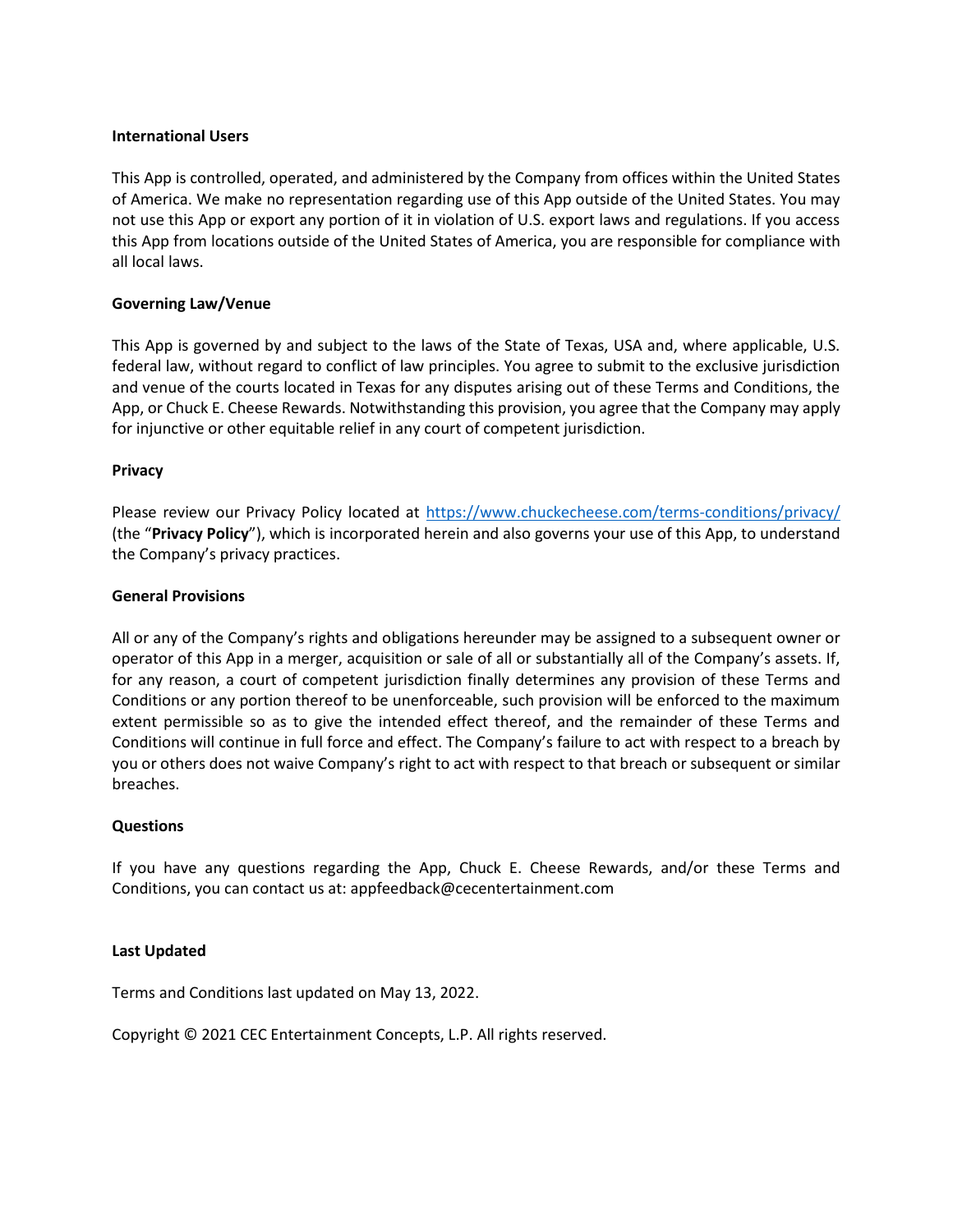**International Users**

This App is controlled, operated, and administered by the Company from offices within the United States of America. We make no representation regarding use of this App outside of the United States. You may not use this App or export any portion of it in violation of U.S. export laws and regulations. If you access this App from locations outside of the United States of America, you are responsible for compliance with all local laws.

**Governing Law/Venue**

This App is governed by and subject to the laws of the State of Texas, USA and, where applicable, U.S. federal law, without regard to conflict of law principles. You agree to submit to the exclusive jurisdiction and venue of the courts located in Texas for any disputes arising out of these Terms and Conditions, the App, or Chuck E. Cheese Rewards. Notwithstanding this provision, you agree that the Company may apply for injunctive or other equitable relief in any court of competent jurisdiction.

**Privacy**

Please review our Privacy Policy located at [https://www.chuckecheese.com/terms-conditions/privacy/](https://www.chuckecheese.com/terms-conditions/privacy/) (the "**Privacy Policy**"), which is incorporated herein and also governs your use of this App, to understand the Company's privacy practices.

**General Provisions**

All or any of the Company's rights and obligations hereunder may be assigned to a subsequent owner or operator of this App in a merger, acquisition or sale of all or substantially all of the Company's assets. If, for any reason, a court of competent jurisdiction finally determines any provision of these Terms and Conditions or any portion thereof to be unenforceable, such provision will be enforced to the maximum extent permissible so as to give the intended effect thereof, and the remainder of these Terms and Conditions will continue in full force and effect. The Company's failure to act with respect to a breach by you or others does not waive Company's right to act with respect to that breach or subsequent or similar breaches.

**Questions**

If you have any questions regarding the App, Chuck E. Cheese Rewards, and/or these Terms and Conditions, you can contact us at: appfeedback@cecentertainment.com

**Last Updated**

Terms and Conditions last updated on May 13, 2022.

Copyright © 2021 CEC Entertainment Concepts, L.P. All rights reserved.